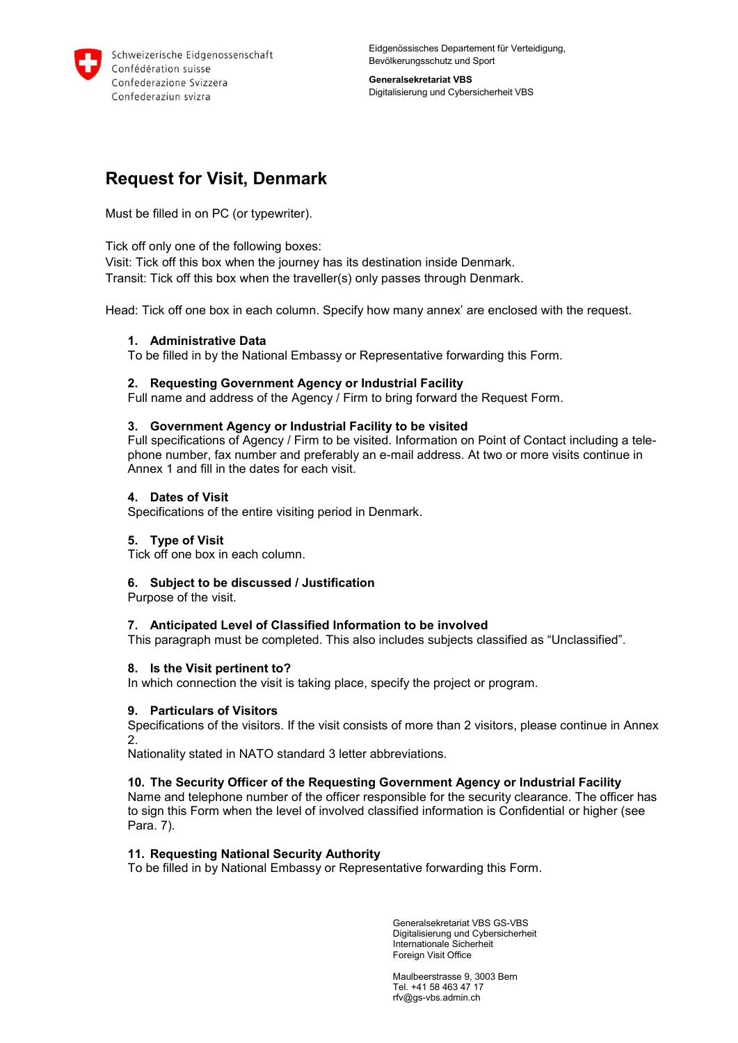Schweizerische Eidgenossenschaft
Confédération suisse
Confederazione Svizzera
Confederaziun svizra

Eidgenössisches Departement für Verteidigung, Bevölkerungsschutz und Sport

**Generalsekretariat VBS**
Digitalisierung und Cybersicherheit VBS

# Request for Visit, Denmark

Must be filled in on PC (or typewriter).

Tick off only one of the following boxes:
Visit: Tick off this box when the journey has its destination inside Denmark.
Transit: Tick off this box when the traveller(s) only passes through Denmark.

Head: Tick off one box in each column. Specify how many annex' are enclosed with the request.

### 1. Administrative Data

To be filled in by the National Embassy or Representative forwarding this Form.

### 2. Requesting Government Agency or Industrial Facility

Full name and address of the Agency / Firm to bring forward the Request Form.

### 3. Government Agency or Industrial Facility to be visited

Full specifications of Agency / Firm to be visited. Information on Point of Contact including a telephone number, fax number and preferably an e-mail address. At two or more visits continue in Annex 1 and fill in the dates for each visit.

### 4. Dates of Visit

Specifications of the entire visiting period in Denmark.

### 5. Type of Visit

Tick off one box in each column.

### 6. Subject to be discussed / Justification

Purpose of the visit.

### 7. Anticipated Level of Classified Information to be involved

This paragraph must be completed. This also includes subjects classified as “Unclassified”.

### 8. Is the Visit pertinent to?

In which connection the visit is taking place, specify the project or program.

### 9. Particulars of Visitors

Specifications of the visitors. If the visit consists of more than 2 visitors, please continue in Annex 2.
Nationality stated in NATO standard 3 letter abbreviations.

### 10. The Security Officer of the Requesting Government Agency or Industrial Facility

Name and telephone number of the officer responsible for the security clearance. The officer has to sign this Form when the level of involved classified information is Confidential or higher (see Para. 7).

### 11. Requesting National Security Authority

To be filled in by National Embassy or Representative forwarding this Form.

Generalsekretariat VBS GS-VBS
Digitalisierung und Cybersicherheit
Internationale Sicherheit
Foreign Visit Office

Maulbeerstrasse 9, 3003 Bern
Tel. +41 58 463 47 17
rfv@gs-vbs.admin.ch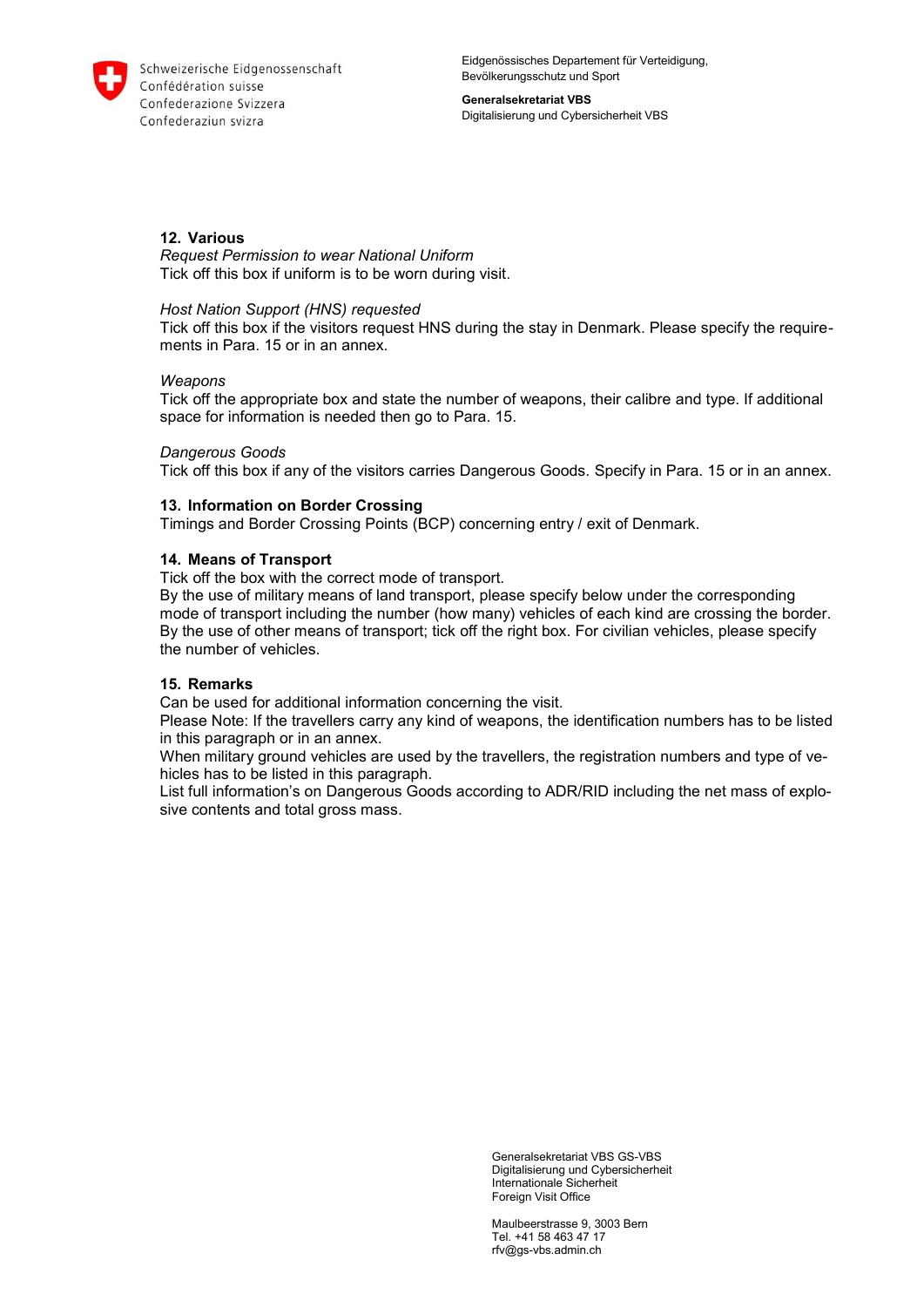## 12. Various

*Request Permission to wear National Uniform*
Tick off this box if uniform is to be worn during visit.

*Host Nation Support (HNS) requested*
Tick off this box if the visitors request HNS during the stay in Denmark. Please specify the requirements in Para. 15 or in an annex.

*Weapons*
Tick off the appropriate box and state the number of weapons, their calibre and type. If additional space for information is needed then go to Para. 15.

*Dangerous Goods*
Tick off this box if any of the visitors carries Dangerous Goods. Specify in Para. 15 or in an annex.

## 13. Information on Border Crossing

Timings and Border Crossing Points (BCP) concerning entry / exit of Denmark.

## 14. Means of Transport

Tick off the box with the correct mode of transport.
By the use of military means of land transport, please specify below under the corresponding mode of transport including the number (how many) vehicles of each kind are crossing the border.
By the use of other means of transport; tick off the right box. For civilian vehicles, please specify the number of vehicles.

## 15. Remarks

Can be used for additional information concerning the visit.
Please Note: If the travellers carry any kind of weapons, the identification numbers has to be listed in this paragraph or in an annex.
When military ground vehicles are used by the travellers, the registration numbers and type of vehicles has to be listed in this paragraph.
List full information's on Dangerous Goods according to ADR/RID including the net mass of explosive contents and total gross mass.